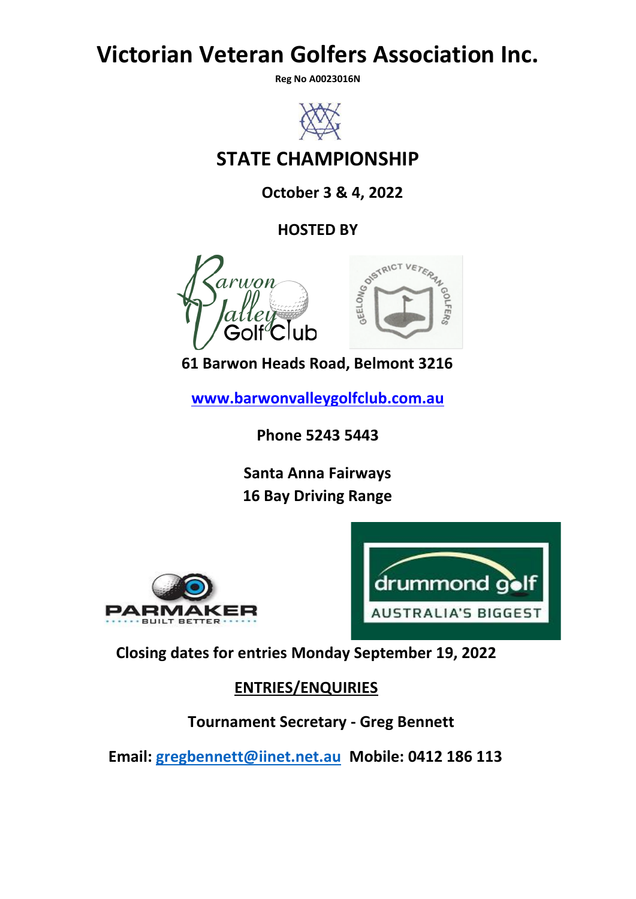# Victorian Veteran Golfers Association Inc.

**Reg No A0023016N**

## STATE CHAMPIONSHIP

**October 3 & 4, 2022**

**HOSTED BY**

**61 Barwon Heads Road, Belmont 3216**

**[www.barwonvalleygolfclub.com.au](http://www.barwonvalleygolfclub.com.au)**

**Phone 5243 5443**

**Santa Anna Fairways**
**16 Bay Driving Range**

**Closing dates for entries Monday September 19, 2022**

**ENTRIES/ENQUIRIES**

**Tournament Secretary - Greg Bennett**

**Email: [gregbennett@iinet.net.au](mailto:gregbennett@iinet.net.au) Mobile: 0412 186 113**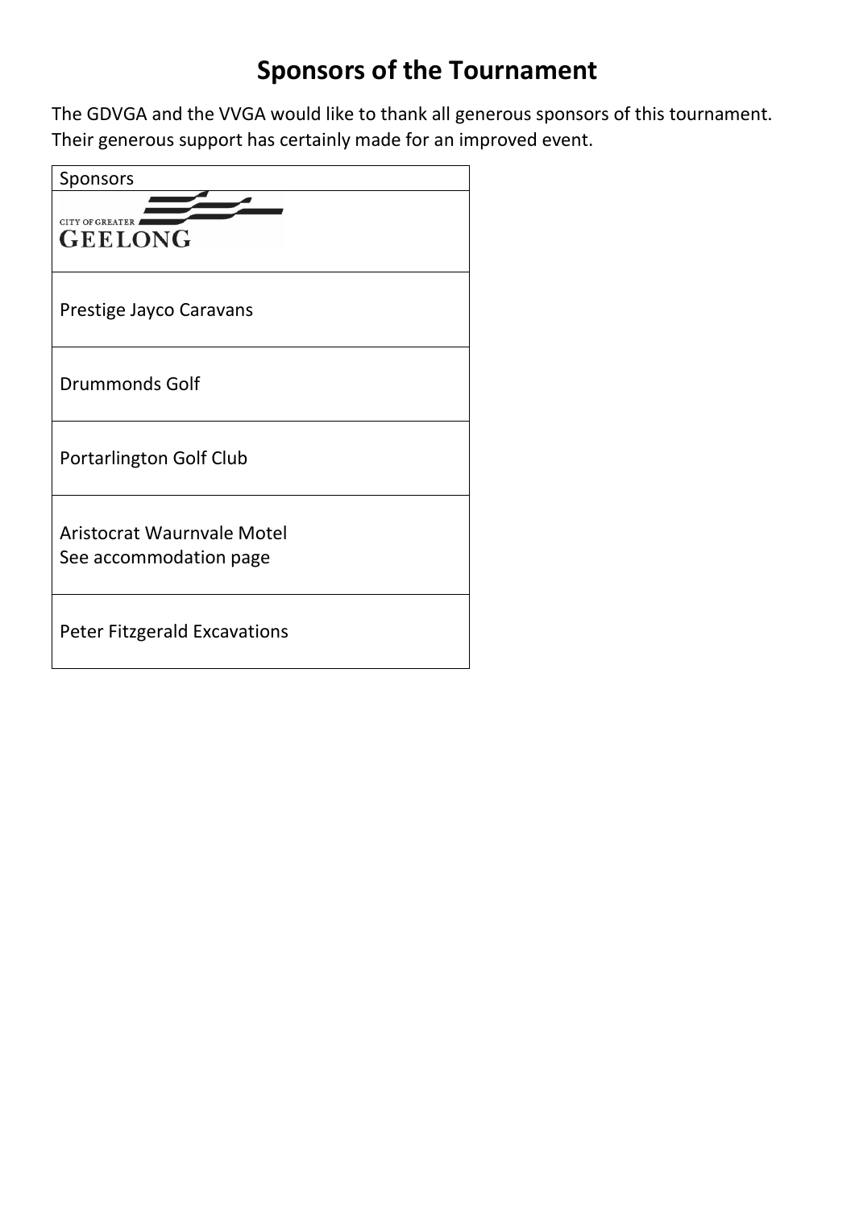# Sponsors of the Tournament

The GDVGA and the VVGA would like to thank all generous sponsors of this tournament. Their generous support has certainly made for an improved event.

| Sponsors |
| --- |
| CITY OF GREATER GEELONG |
| Prestige Jayco Caravans |
| Drummonds Golf |
| Portarlington Golf Club |
| Aristocrat Waurnvale Motel<br>See accommodation page |
| Peter Fitzgerald Excavations |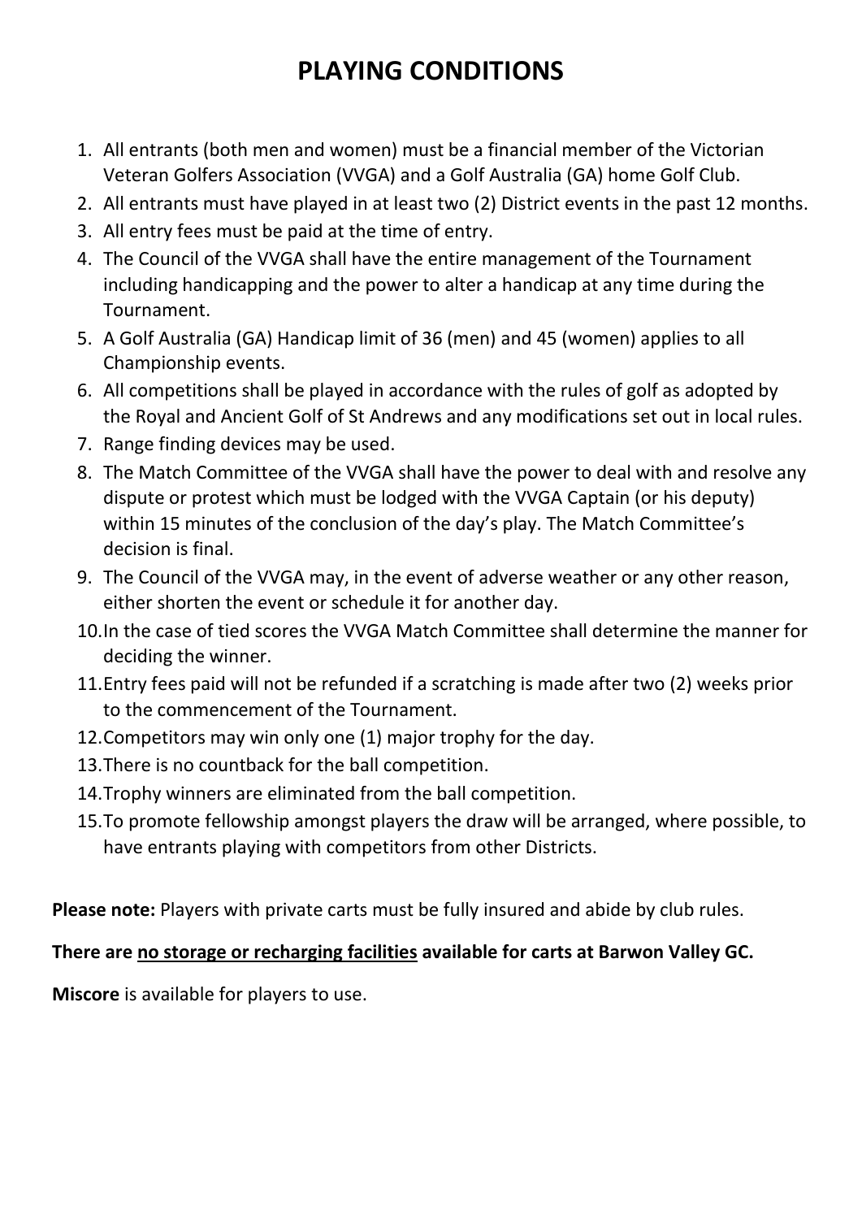# PLAYING CONDITIONS

1. All entrants (both men and women) must be a financial member of the Victorian Veteran Golfers Association (VVGA) and a Golf Australia (GA) home Golf Club.
2. All entrants must have played in at least two (2) District events in the past 12 months.
3. All entry fees must be paid at the time of entry.
4. The Council of the VVGA shall have the entire management of the Tournament including handicapping and the power to alter a handicap at any time during the Tournament.
5. A Golf Australia (GA) Handicap limit of 36 (men) and 45 (women) applies to all Championship events.
6. All competitions shall be played in accordance with the rules of golf as adopted by the Royal and Ancient Golf of St Andrews and any modifications set out in local rules.
7. Range finding devices may be used.
8. The Match Committee of the VVGA shall have the power to deal with and resolve any dispute or protest which must be lodged with the VVGA Captain (or his deputy) within 15 minutes of the conclusion of the day's play. The Match Committee's decision is final.
9. The Council of the VVGA may, in the event of adverse weather or any other reason, either shorten the event or schedule it for another day.
10. In the case of tied scores the VVGA Match Committee shall determine the manner for deciding the winner.
11. Entry fees paid will not be refunded if a scratching is made after two (2) weeks prior to the commencement of the Tournament.
12. Competitors may win only one (1) major trophy for the day.
13. There is no countback for the ball competition.
14. Trophy winners are eliminated from the ball competition.
15. To promote fellowship amongst players the draw will be arranged, where possible, to have entrants playing with competitors from other Districts.

**Please note:** Players with private carts must be fully insured and abide by club rules.

**There are <u>no storage or recharging facilities</u> available for carts at Barwon Valley GC.**

**Miscore** is available for players to use.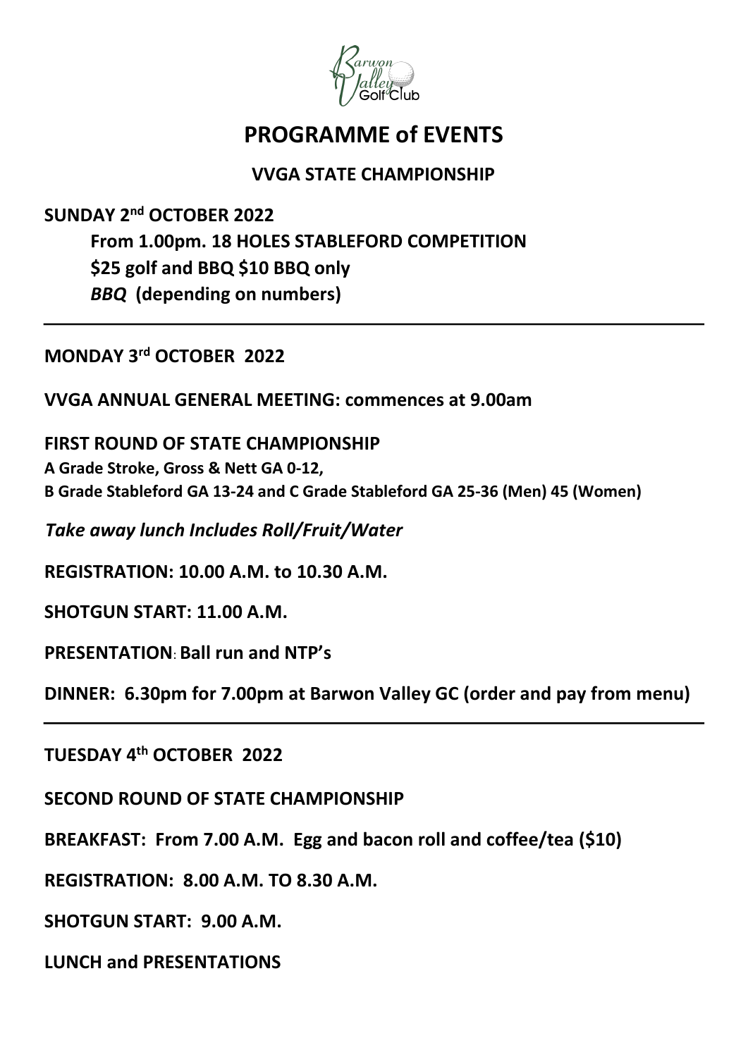# PROGRAMME of EVENTS

## VVGA STATE CHAMPIONSHIP

**SUNDAY 2nd OCTOBER 2022**

**From 1.00pm. 18 HOLES STABLEFORD COMPETITION**

**$25 golf and BBQ $10 BBQ only**

***BBQ* (depending on numbers)**

---

**MONDAY 3rd OCTOBER 2022**

**VVGA ANNUAL GENERAL MEETING: commences at 9.00am**

**FIRST ROUND OF STATE CHAMPIONSHIP**

**A Grade Stroke, Gross & Nett GA 0-12,**
**B Grade Stableford GA 13-24 and C Grade Stableford GA 25-36 (Men) 45 (Women)**

***Take away lunch Includes Roll/Fruit/Water***

**REGISTRATION: 10.00 A.M. to 10.30 A.M.**

**SHOTGUN START: 11.00 A.M.**

**PRESENTATION: Ball run and NTP's**

**DINNER: 6.30pm for 7.00pm at Barwon Valley GC (order and pay from menu)**

---

**TUESDAY 4th OCTOBER 2022**

**SECOND ROUND OF STATE CHAMPIONSHIP**

**BREAKFAST: From 7.00 A.M. Egg and bacon roll and coffee/tea ($10)**

**REGISTRATION: 8.00 A.M. TO 8.30 A.M.**

**SHOTGUN START: 9.00 A.M.**

**LUNCH and PRESENTATIONS**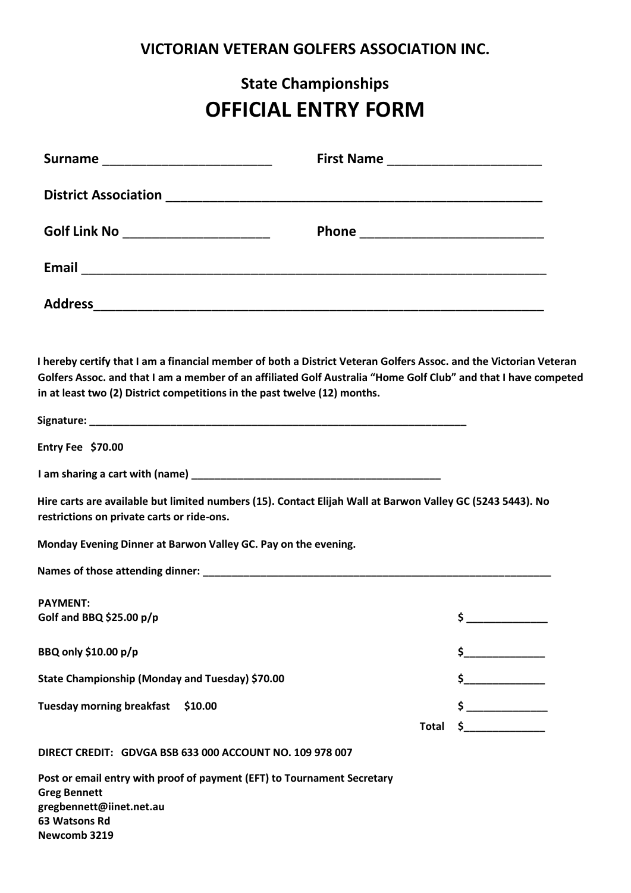**VICTORIAN VETERAN GOLFERS ASSOCIATION INC.**

## State Championships

# OFFICIAL ENTRY FORM

**Surname** _______________________ **First Name** _____________________

**District Association** ___________________________________________________

**Golf Link No** ____________________ **Phone** _________________________

**Email** _________________________________________________________________

**Address**_______________________________________________________________

**I hereby certify that I am a financial member of both a District Veteran Golfers Assoc. and the Victorian Veteran Golfers Assoc. and that I am a member of an affiliated Golf Australia "Home Golf Club" and that I have competed in at least two (2) District competitions in the past twelve (12) months.**

**Signature:** ____________________________________________________________

**Entry Fee $70.00**

**I am sharing a cart with (name)** ____________________________________________

**Hire carts are available but limited numbers (15). Contact Elijah Wall at Barwon Valley GC (5243 5443). No restrictions on private carts or ride-ons.**

**Monday Evening Dinner at Barwon Valley GC. Pay on the evening.**

**Names of those attending dinner:** _____________________________________________

**PAYMENT:**

| | |
|---|---|
| **Golf and BBQ $25.00 p/p** | **$** _____________ |
| **BBQ only $10.00 p/p** | **$**_____________ |
| **State Championship (Monday and Tuesday) $70.00** | **$**_____________ |
| **Tuesday morning breakfast $10.00** | **$** _____________ |
| **Total** | **$**_____________ |

**DIRECT CREDIT: GDVGA BSB 633 000 ACCOUNT NO. 109 978 007**

**Post or email entry with proof of payment (EFT) to Tournament Secretary**
**Greg Bennett**
**gregbennett@iinet.net.au**
**63 Watsons Rd**
**Newcomb 3219**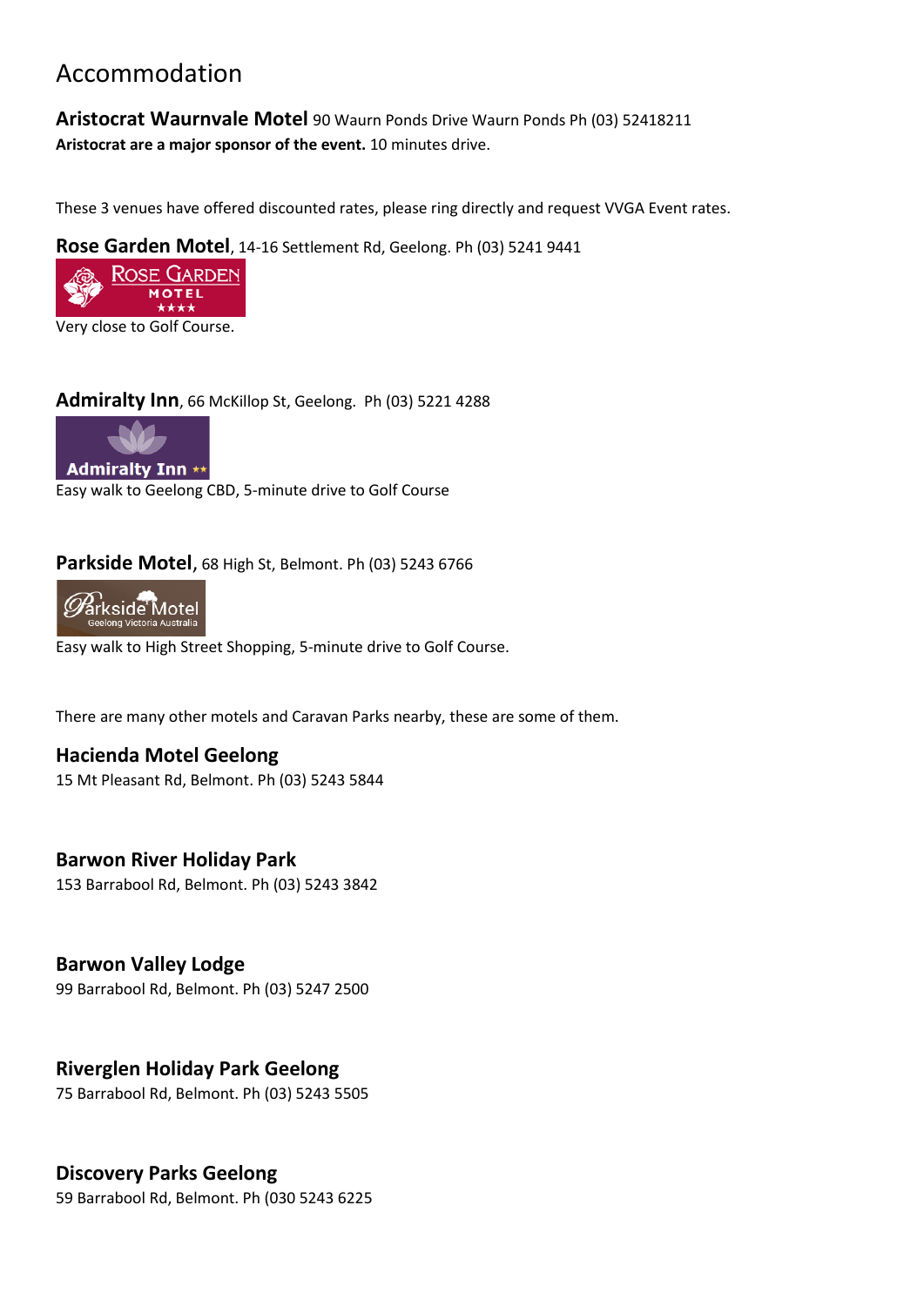# Accommodation

**Aristocrat Waurnvale Motel** 90 Waurn Ponds Drive Waurn Ponds Ph (03) 52418211
**Aristocrat are a major sponsor of the event.** 10 minutes drive.

These 3 venues have offered discounted rates, please ring directly and request VVGA Event rates.

**Rose Garden Motel**, 14-16 Settlement Rd, Geelong. Ph (03) 5241 9441

Very close to Golf Course.

**Admiralty Inn**, 66 McKillop St, Geelong. Ph (03) 5221 4288

Easy walk to Geelong CBD, 5-minute drive to Golf Course

**Parkside Motel**, 68 High St, Belmont. Ph (03) 5243 6766

Easy walk to High Street Shopping, 5-minute drive to Golf Course.

There are many other motels and Caravan Parks nearby, these are some of them.

**Hacienda Motel Geelong**
15 Mt Pleasant Rd, Belmont. Ph (03) 5243 5844

**Barwon River Holiday Park**
153 Barrabool Rd, Belmont. Ph (03) 5243 3842

**Barwon Valley Lodge**
99 Barrabool Rd, Belmont. Ph (03) 5247 2500

**Riverglen Holiday Park Geelong**
75 Barrabool Rd, Belmont. Ph (03) 5243 5505

**Discovery Parks Geelong**
59 Barrabool Rd, Belmont. Ph (030 5243 6225